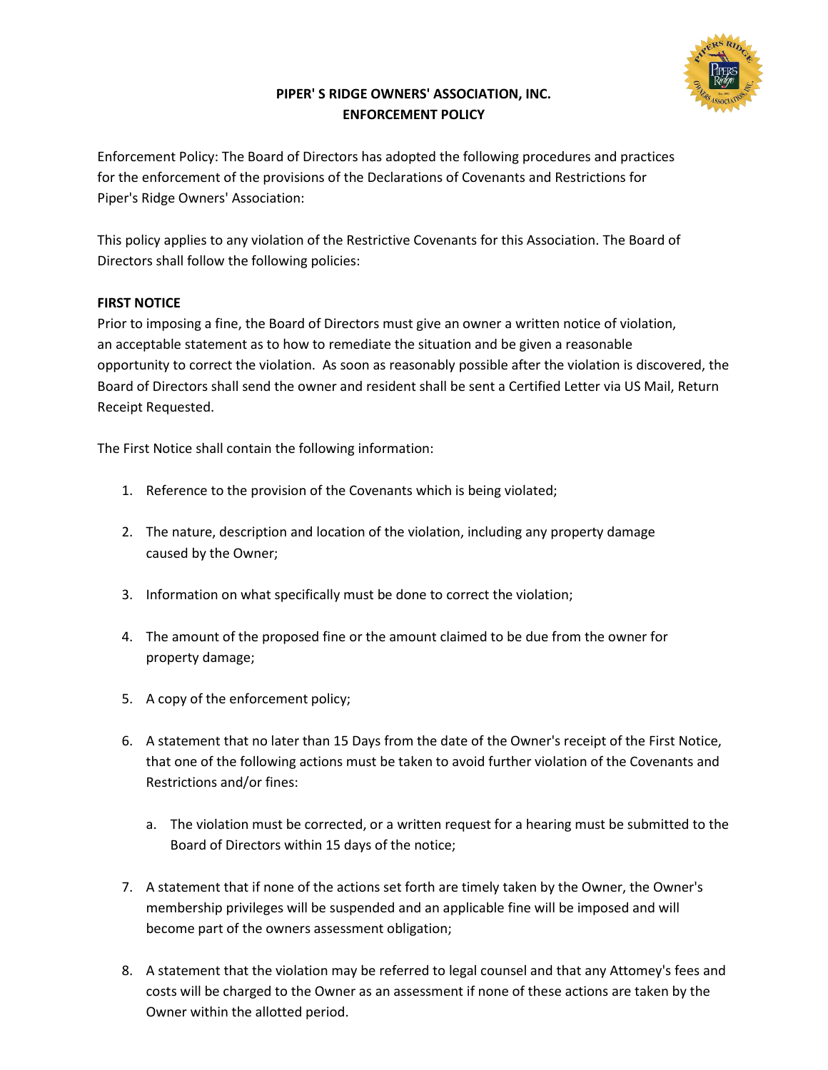# PIPER' S RIDGE OWNERS' ASSOCIATION, INC.
# ENFORCEMENT POLICY

Enforcement Policy: The Board of Directors has adopted the following procedures and practices for the enforcement of the provisions of the Declarations of Covenants and Restrictions for Piper's Ridge Owners' Association:

This policy applies to any violation of the Restrictive Covenants for this Association. The Board of Directors shall follow the following policies:

**FIRST NOTICE**

Prior to imposing a fine, the Board of Directors must give an owner a written notice of violation, an acceptable statement as to how to remediate the situation and be given a reasonable opportunity to correct the violation. As soon as reasonably possible after the violation is discovered, the Board of Directors shall send the owner and resident shall be sent a Certified Letter via US Mail, Return Receipt Requested.

The First Notice shall contain the following information:

1. Reference to the provision of the Covenants which is being violated;

2. The nature, description and location of the violation, including any property damage caused by the Owner;

3. Information on what specifically must be done to correct the violation;

4. The amount of the proposed fine or the amount claimed to be due from the owner for property damage;

5. A copy of the enforcement policy;

6. A statement that no later than 15 Days from the date of the Owner's receipt of the First Notice, that one of the following actions must be taken to avoid further violation of the Covenants and Restrictions and/or fines:

   a. The violation must be corrected, or a written request for a hearing must be submitted to the Board of Directors within 15 days of the notice;

7. A statement that if none of the actions set forth are timely taken by the Owner, the Owner's membership privileges will be suspended and an applicable fine will be imposed and will become part of the owners assessment obligation;

8. A statement that the violation may be referred to legal counsel and that any Attomey's fees and costs will be charged to the Owner as an assessment if none of these actions are taken by the Owner within the allotted period.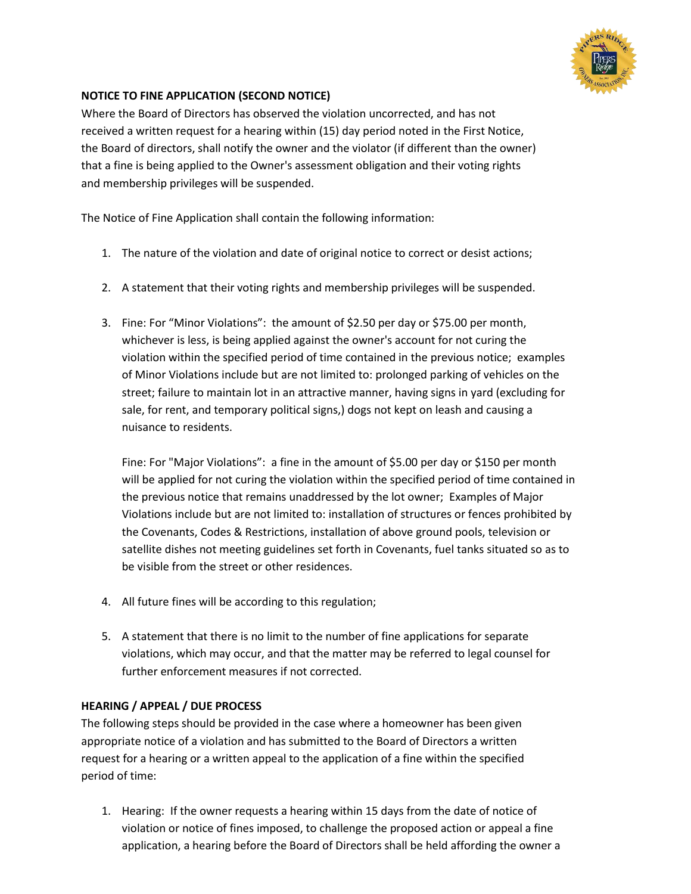**NOTICE TO FINE APPLICATION (SECOND NOTICE)**

Where the Board of Directors has observed the violation uncorrected, and has not received a written request for a hearing within (15) day period noted in the First Notice, the Board of directors, shall notify the owner and the violator (if different than the owner) that a fine is being applied to the Owner's assessment obligation and their voting rights and membership privileges will be suspended.

The Notice of Fine Application shall contain the following information:

1. The nature of the violation and date of original notice to correct or desist actions;

2. A statement that their voting rights and membership privileges will be suspended.

3. Fine: For "Minor Violations": the amount of $2.50 per day or $75.00 per month, whichever is less, is being applied against the owner's account for not curing the violation within the specified period of time contained in the previous notice; examples of Minor Violations include but are not limited to: prolonged parking of vehicles on the street; failure to maintain lot in an attractive manner, having signs in yard (excluding for sale, for rent, and temporary political signs,) dogs not kept on leash and causing a nuisance to residents.

   Fine: For "Major Violations": a fine in the amount of $5.00 per day or $150 per month will be applied for not curing the violation within the specified period of time contained in the previous notice that remains unaddressed by the lot owner; Examples of Major Violations include but are not limited to: installation of structures or fences prohibited by the Covenants, Codes & Restrictions, installation of above ground pools, television or satellite dishes not meeting guidelines set forth in Covenants, fuel tanks situated so as to be visible from the street or other residences.

4. All future fines will be according to this regulation;

5. A statement that there is no limit to the number of fine applications for separate violations, which may occur, and that the matter may be referred to legal counsel for further enforcement measures if not corrected.

**HEARING / APPEAL / DUE PROCESS**

The following steps should be provided in the case where a homeowner has been given appropriate notice of a violation and has submitted to the Board of Directors a written request for a hearing or a written appeal to the application of a fine within the specified period of time:

1. Hearing: If the owner requests a hearing within 15 days from the date of notice of violation or notice of fines imposed, to challenge the proposed action or appeal a fine application, a hearing before the Board of Directors shall be held affording the owner a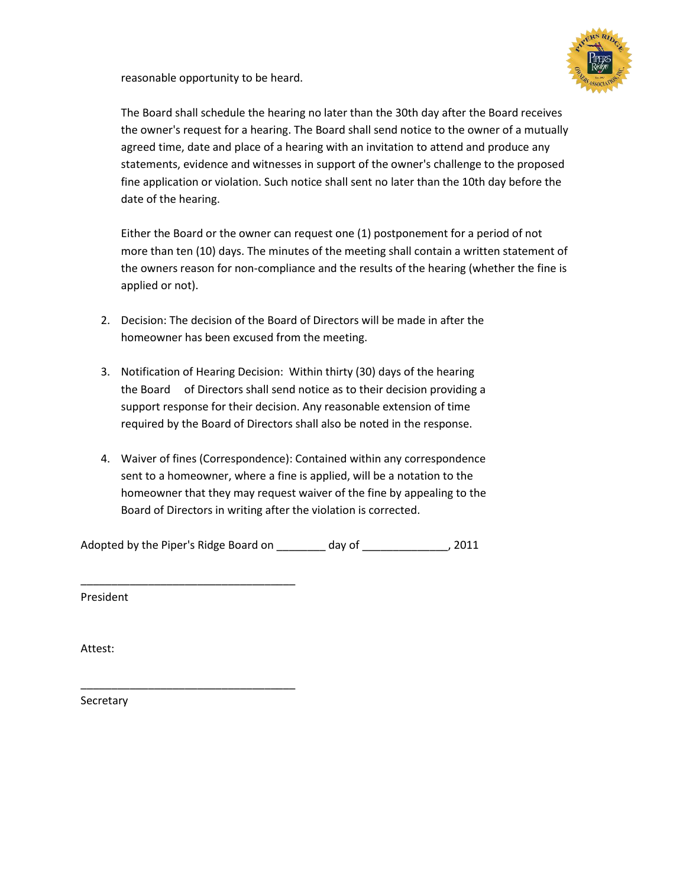reasonable opportunity to be heard.

The Board shall schedule the hearing no later than the 30th day after the Board receives the owner's request for a hearing. The Board shall send notice to the owner of a mutually agreed time, date and place of a hearing with an invitation to attend and produce any statements, evidence and witnesses in support of the owner's challenge to the proposed fine application or violation. Such notice shall sent no later than the 10th day before the date of the hearing.

Either the Board or the owner can request one (1) postponement for a period of not more than ten (10) days. The minutes of the meeting shall contain a written statement of the owners reason for non-compliance and the results of the hearing (whether the fine is applied or not).

2. Decision: The decision of the Board of Directors will be made in after the homeowner has been excused from the meeting.

3. Notification of Hearing Decision: Within thirty (30) days of the hearing the Board of Directors shall send notice as to their decision providing a support response for their decision. Any reasonable extension of time required by the Board of Directors shall also be noted in the response.

4. Waiver of fines (Correspondence): Contained within any correspondence sent to a homeowner, where a fine is applied, will be a notation to the homeowner that they may request waiver of the fine by appealing to the Board of Directors in writing after the violation is corrected.

Adopted by the Piper's Ridge Board on ________ day of ______________, 2011

___________________________________

President

Attest:

___________________________________

Secretary